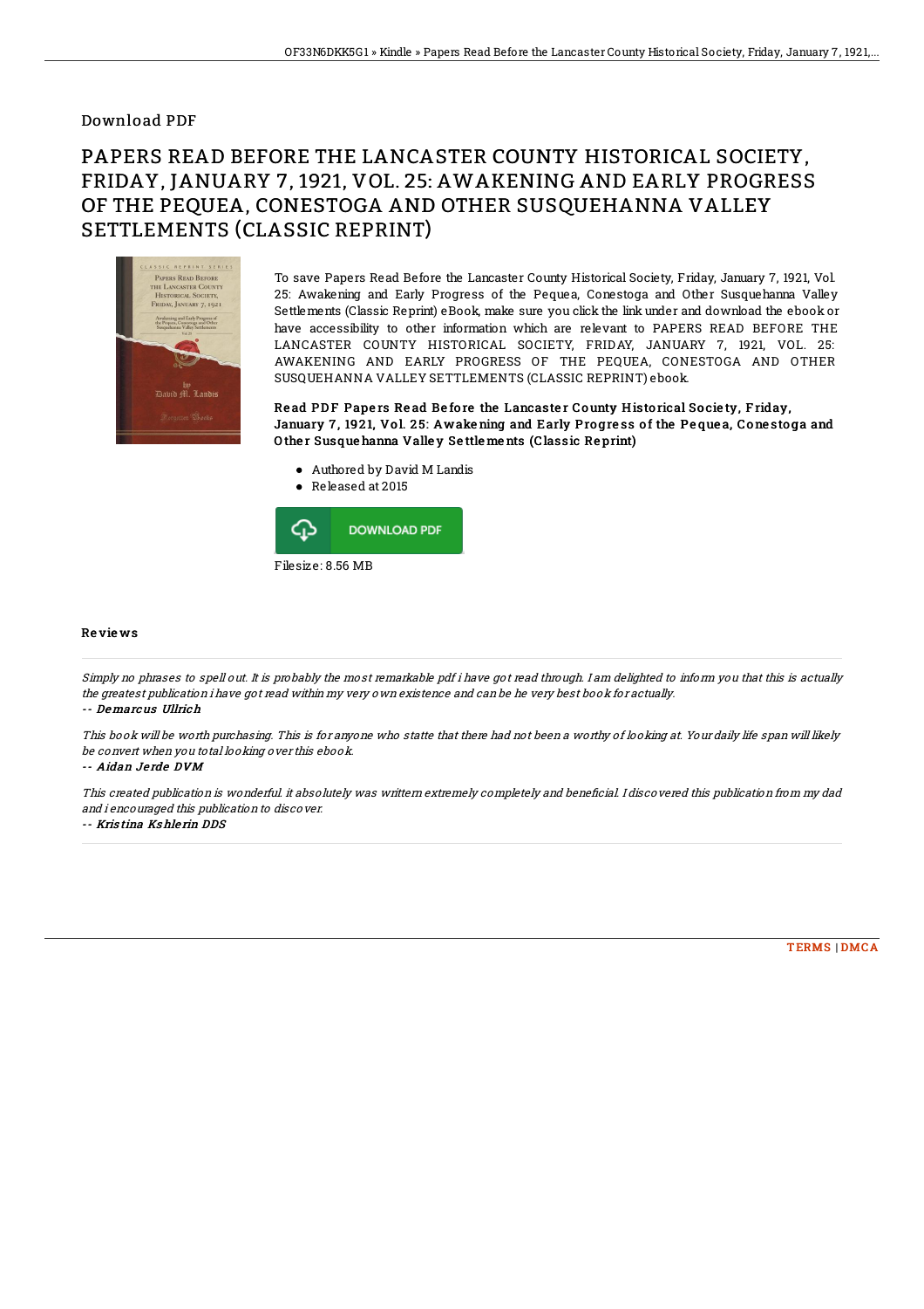## Download PDF

# PAPERS READ BEFORE THE LANCASTER COUNTY HISTORICAL SOCIETY, FRIDAY, JANUARY 7, 1921, VOL. 25: AWAKENING AND EARLY PROGRESS OF THE PEQUEA, CONESTOGA AND OTHER SUSQUEHANNA VALLEY SETTLEMENTS (CLASSIC REPRINT)

To save Papers Read Before the Lancaster County Historical Society, Friday, January 7, 1921, Vol. 25: Awakening and Early Progress of the Pequea, Conestoga and Other Susquehanna Valley Settlements (Classic Reprint) eBook, make sure you click the link under and download the ebook or have accessibility to other information which are relevant to PAPERS READ BEFORE THE LANCASTER COUNTY HISTORICAL SOCIETY, FRIDAY, JANUARY 7, 1921, VOL. 25: AWAKENING AND EARLY PROGRESS OF THE PEQUEA, CONESTOGA AND OTHER SUSQUEHANNA VALLEY SETTLEMENTS (CLASSIC REPRINT) ebook.

**Read PDF Papers Read Before the Lancaster County Historical Society, Friday, January 7, 1921, Vol. 25: Awakening and Early Progress of the Pequea, Conestoga and Other Susquehanna Valley Settlements (Classic Reprint)**

- Authored by David M Landis
- Released at 2015

DOWNLOAD PDF

Filesize: 8.56 MB

### Reviews

*Simply no phrases to spell out. It is probably the most remarkable pdf i have got read through. I am delighted to inform you that this is actually the greatest publication i have got read within my very own existence and can be he very best book for actually.*

-- *Demarcus Ullrich*

*This book will be worth purchasing. This is for anyone who statte that there had not been a worthy of looking at. Your daily life span will likely be convert when you total looking over this ebook.*

-- *Aidan Jerde DVM*

*This created publication is wonderful. it absolutely was writtern extremely completely and beneficial. I discovered this publication from my dad and i encouraged this publication to discover.*

-- *Kristina Kshlerin DDS*

TERMS | DMCA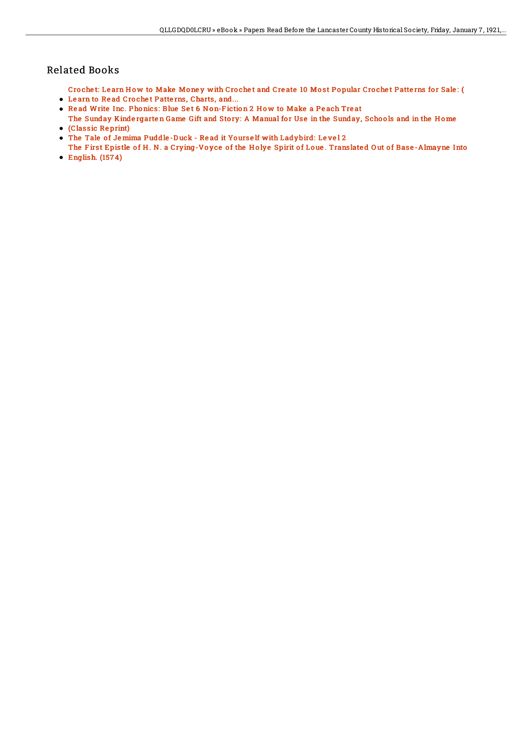## Related Books

- Crochet: Learn How to Make Money with Crochet and Create 10 Most Popular Crochet Patterns for Sale: ( Learn to Read Crochet Patterns, Charts, and...
- Read Write Inc. Phonics: Blue Set 6 Non-Fiction 2 How to Make a Peach Treat
- The Sunday Kindergarten Game Gift and Story: A Manual for Use in the Sunday, Schools and in the Home (Classic Reprint)
- The Tale of Jemima Puddle-Duck - Read it Yourself with Ladybird: Level 2
- The First Epistle of H. N. a Crying-Voyce of the Holye Spirit of Loue. Translated Out of Base-Almayne Into English. (1574)